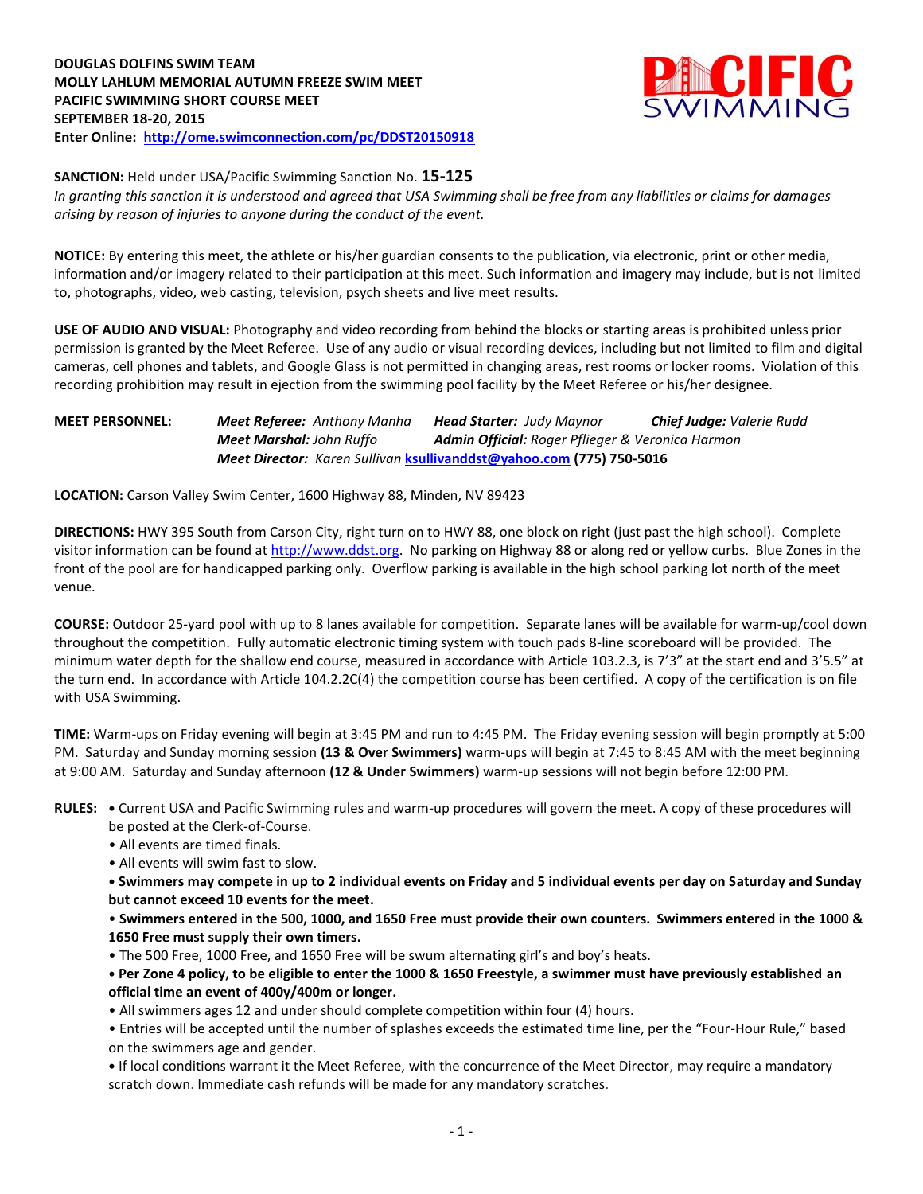**DOUGLAS DOLFINS SWIM TEAM**
**MOLLY LAHLUM MEMORIAL AUTUMN FREEZE SWIM MEET**
**PACIFIC SWIMMING SHORT COURSE MEET**
**SEPTEMBER 18-20, 2015**
**Enter Online: [http://ome.swimconnection.com/pc/DDST20150918](http://ome.swimconnection.com/pc/DDST20150918)**

**SANCTION:** Held under USA/Pacific Swimming Sanction No. **15-125**
*In granting this sanction it is understood and agreed that USA Swimming shall be free from any liabilities or claims for damages arising by reason of injuries to anyone during the conduct of the event.*

**NOTICE:** By entering this meet, the athlete or his/her guardian consents to the publication, via electronic, print or other media, information and/or imagery related to their participation at this meet. Such information and imagery may include, but is not limited to, photographs, video, web casting, television, psych sheets and live meet results.

**USE OF AUDIO AND VISUAL:** Photography and video recording from behind the blocks or starting areas is prohibited unless prior permission is granted by the Meet Referee. Use of any audio or visual recording devices, including but not limited to film and digital cameras, cell phones and tablets, and Google Glass is not permitted in changing areas, rest rooms or locker rooms. Violation of this recording prohibition may result in ejection from the swimming pool facility by the Meet Referee or his/her designee.

**MEET PERSONNEL:** ***Meet Referee:*** *Anthony Manha* ***Head Starter:*** *Judy Maynor* ***Chief Judge:*** *Valerie Rudd*
***Meet Marshal:*** *John Ruffo* ***Admin Official:*** *Roger Pflieger & Veronica Harmon*
***Meet Director:*** *Karen Sullivan* **[ksullivanddst@yahoo.com](mailto:ksullivanddst@yahoo.com) (775) 750-5016**

**LOCATION:** Carson Valley Swim Center, 1600 Highway 88, Minden, NV 89423

**DIRECTIONS:** HWY 395 South from Carson City, right turn on to HWY 88, one block on right (just past the high school). Complete visitor information can be found at [http://www.ddst.org](http://www.ddst.org). No parking on Highway 88 or along red or yellow curbs. Blue Zones in the front of the pool are for handicapped parking only. Overflow parking is available in the high school parking lot north of the meet venue.

**COURSE:** Outdoor 25-yard pool with up to 8 lanes available for competition. Separate lanes will be available for warm-up/cool down throughout the competition. Fully automatic electronic timing system with touch pads 8-line scoreboard will be provided. The minimum water depth for the shallow end course, measured in accordance with Article 103.2.3, is 7'3" at the start end and 3'5.5" at the turn end. In accordance with Article 104.2.2C(4) the competition course has been certified. A copy of the certification is on file with USA Swimming.

**TIME:** Warm-ups on Friday evening will begin at 3:45 PM and run to 4:45 PM. The Friday evening session will begin promptly at 5:00 PM. Saturday and Sunday morning session **(13 & Over Swimmers)** warm-ups will begin at 7:45 to 8:45 AM with the meet beginning at 9:00 AM. Saturday and Sunday afternoon **(12 & Under Swimmers)** warm-up sessions will not begin before 12:00 PM.

**RULES:**
- Current USA and Pacific Swimming rules and warm-up procedures will govern the meet. A copy of these procedures will be posted at the Clerk-of-Course.
- All events are timed finals.
- All events will swim fast to slow.
- **Swimmers may compete in up to 2 individual events on Friday and 5 individual events per day on Saturday and Sunday but <u>cannot exceed 10 events for the meet</u>.**
- **Swimmers entered in the 500, 1000, and 1650 Free must provide their own counters. Swimmers entered in the 1000 & 1650 Free must supply their own timers.**
- The 500 Free, 1000 Free, and 1650 Free will be swum alternating girl's and boy's heats.
- **Per Zone 4 policy, to be eligible to enter the 1000 & 1650 Freestyle, a swimmer must have previously established an official time an event of 400y/400m or longer.**
- All swimmers ages 12 and under should complete competition within four (4) hours.
- Entries will be accepted until the number of splashes exceeds the estimated time line, per the "Four-Hour Rule," based on the swimmers age and gender.
- If local conditions warrant it the Meet Referee, with the concurrence of the Meet Director, may require a mandatory scratch down. Immediate cash refunds will be made for any mandatory scratches.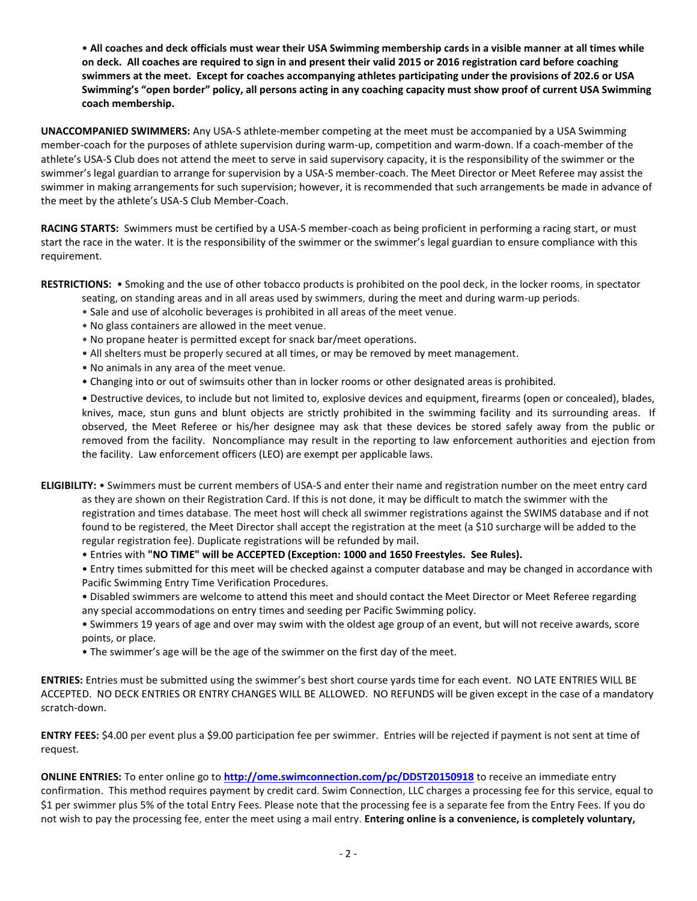• **All coaches and deck officials must wear their USA Swimming membership cards in a visible manner at all times while on deck. All coaches are required to sign in and present their valid 2015 or 2016 registration card before coaching swimmers at the meet. Except for coaches accompanying athletes participating under the provisions of 202.6 or USA Swimming's "open border" policy, all persons acting in any coaching capacity must show proof of current USA Swimming coach membership.**

**UNACCOMPANIED SWIMMERS:** Any USA-S athlete-member competing at the meet must be accompanied by a USA Swimming member-coach for the purposes of athlete supervision during warm-up, competition and warm-down. If a coach-member of the athlete's USA-S Club does not attend the meet to serve in said supervisory capacity, it is the responsibility of the swimmer or the swimmer's legal guardian to arrange for supervision by a USA-S member-coach. The Meet Director or Meet Referee may assist the swimmer in making arrangements for such supervision; however, it is recommended that such arrangements be made in advance of the meet by the athlete's USA-S Club Member-Coach.

**RACING STARTS:** Swimmers must be certified by a USA-S member-coach as being proficient in performing a racing start, or must start the race in the water. It is the responsibility of the swimmer or the swimmer's legal guardian to ensure compliance with this requirement.

**RESTRICTIONS:** • Smoking and the use of other tobacco products is prohibited on the pool deck, in the locker rooms, in spectator seating, on standing areas and in all areas used by swimmers, during the meet and during warm-up periods.

- Sale and use of alcoholic beverages is prohibited in all areas of the meet venue.
- No glass containers are allowed in the meet venue.
- No propane heater is permitted except for snack bar/meet operations.
- All shelters must be properly secured at all times, or may be removed by meet management.
- No animals in any area of the meet venue.
- Changing into or out of swimsuits other than in locker rooms or other designated areas is prohibited.
- Destructive devices, to include but not limited to, explosive devices and equipment, firearms (open or concealed), blades, knives, mace, stun guns and blunt objects are strictly prohibited in the swimming facility and its surrounding areas. If observed, the Meet Referee or his/her designee may ask that these devices be stored safely away from the public or removed from the facility. Noncompliance may result in the reporting to law enforcement authorities and ejection from the facility. Law enforcement officers (LEO) are exempt per applicable laws.

**ELIGIBILITY:** • Swimmers must be current members of USA-S and enter their name and registration number on the meet entry card as they are shown on their Registration Card. If this is not done, it may be difficult to match the swimmer with the registration and times database. The meet host will check all swimmer registrations against the SWIMS database and if not found to be registered, the Meet Director shall accept the registration at the meet (a $10 surcharge will be added to the regular registration fee). Duplicate registrations will be refunded by mail.

- Entries with **"NO TIME" will be ACCEPTED (Exception: 1000 and 1650 Freestyles. See Rules).**
- Entry times submitted for this meet will be checked against a computer database and may be changed in accordance with Pacific Swimming Entry Time Verification Procedures.
- Disabled swimmers are welcome to attend this meet and should contact the Meet Director or Meet Referee regarding any special accommodations on entry times and seeding per Pacific Swimming policy.
- Swimmers 19 years of age and over may swim with the oldest age group of an event, but will not receive awards, score points, or place.
- The swimmer's age will be the age of the swimmer on the first day of the meet.

**ENTRIES:** Entries must be submitted using the swimmer's best short course yards time for each event. NO LATE ENTRIES WILL BE ACCEPTED. NO DECK ENTRIES OR ENTRY CHANGES WILL BE ALLOWED. NO REFUNDS will be given except in the case of a mandatory scratch-down.

**ENTRY FEES:** $4.00 per event plus a $9.00 participation fee per swimmer. Entries will be rejected if payment is not sent at time of request.

**ONLINE ENTRIES:** To enter online go to **http://ome.swimconnection.com/pc/DDST20150918** to receive an immediate entry confirmation. This method requires payment by credit card. Swim Connection, LLC charges a processing fee for this service, equal to $1 per swimmer plus 5% of the total Entry Fees. Please note that the processing fee is a separate fee from the Entry Fees. If you do not wish to pay the processing fee, enter the meet using a mail entry. **Entering online is a convenience, is completely voluntary,**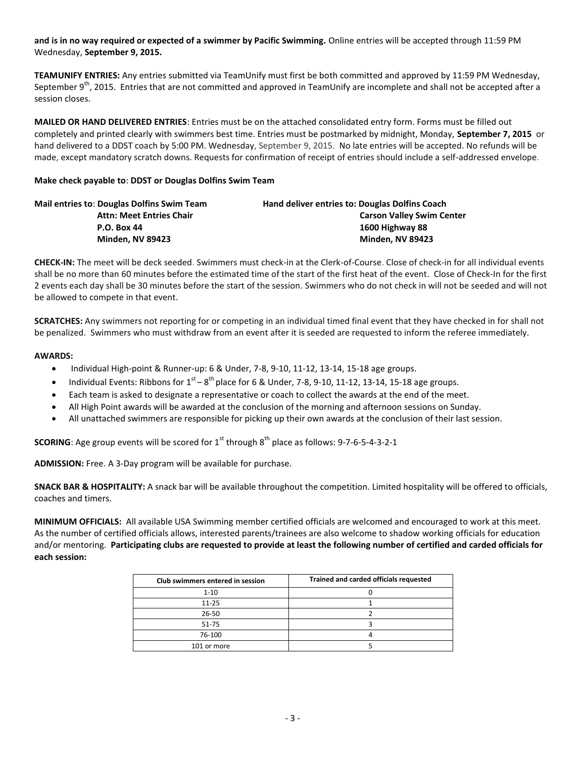**and is in no way required or expected of a swimmer by Pacific Swimming.** Online entries will be accepted through 11:59 PM Wednesday, **September 9, 2015.**

**TEAMUNIFY ENTRIES:** Any entries submitted via TeamUnify must first be both committed and approved by 11:59 PM Wednesday, September 9th, 2015. Entries that are not committed and approved in TeamUnify are incomplete and shall not be accepted after a session closes.

**MAILED OR HAND DELIVERED ENTRIES**: Entries must be on the attached consolidated entry form. Forms must be filled out completely and printed clearly with swimmers best time. Entries must be postmarked by midnight, Monday, **September 7, 2015** or hand delivered to a DDST coach by 5:00 PM. Wednesday, September 9, 2015. No late entries will be accepted. No refunds will be made, except mandatory scratch downs. Requests for confirmation of receipt of entries should include a self-addressed envelope.

**Make check payable to**: **DDST or Douglas Dolfins Swim Team**

**Mail entries to**: **Douglas Dolfins Swim Team**
**Attn: Meet Entries Chair**
**P.O. Box 44**
**Minden, NV 89423**

**Hand deliver entries to: Douglas Dolfins Coach**
**Carson Valley Swim Center**
**1600 Highway 88**
**Minden, NV 89423**

**CHECK-IN:** The meet will be deck seeded. Swimmers must check-in at the Clerk-of-Course. Close of check-in for all individual events shall be no more than 60 minutes before the estimated time of the start of the first heat of the event. Close of Check-In for the first 2 events each day shall be 30 minutes before the start of the session. Swimmers who do not check in will not be seeded and will not be allowed to compete in that event.

**SCRATCHES:** Any swimmers not reporting for or competing in an individual timed final event that they have checked in for shall not be penalized. Swimmers who must withdraw from an event after it is seeded are requested to inform the referee immediately.

**AWARDS:**

- Individual High-point & Runner-up: 6 & Under, 7-8, 9-10, 11-12, 13-14, 15-18 age groups.
- Individual Events: Ribbons for 1st – 8th place for 6 & Under, 7-8, 9-10, 11-12, 13-14, 15-18 age groups.
- Each team is asked to designate a representative or coach to collect the awards at the end of the meet.
- All High Point awards will be awarded at the conclusion of the morning and afternoon sessions on Sunday.
- All unattached swimmers are responsible for picking up their own awards at the conclusion of their last session.

**SCORING**: Age group events will be scored for 1st through 8th place as follows: 9-7-6-5-4-3-2-1

**ADMISSION:** Free. A 3-Day program will be available for purchase.

**SNACK BAR & HOSPITALITY:** A snack bar will be available throughout the competition. Limited hospitality will be offered to officials, coaches and timers.

**MINIMUM OFFICIALS:** All available USA Swimming member certified officials are welcomed and encouraged to work at this meet. As the number of certified officials allows, interested parents/trainees are also welcome to shadow working officials for education and/or mentoring. **Participating clubs are requested to provide at least the following number of certified and carded officials for each session:**

| Club swimmers entered in session | Trained and carded officials requested |
|---|---|
| 1-10 | 0 |
| 11-25 | 1 |
| 26-50 | 2 |
| 51-75 | 3 |
| 76-100 | 4 |
| 101 or more | 5 |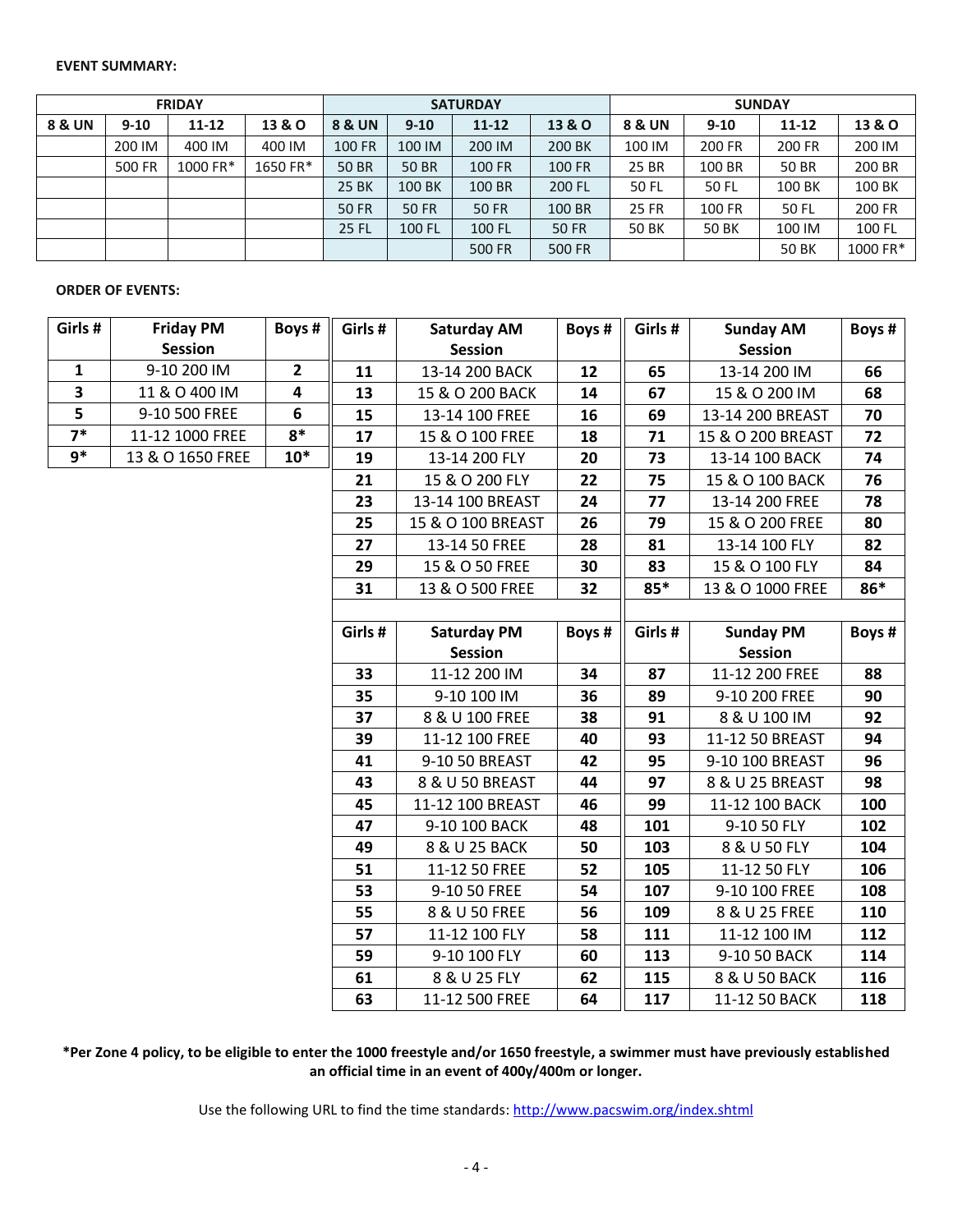**EVENT SUMMARY:**

| FRIDAY | | | | SATURDAY | | | | SUNDAY | | | |
|---|---|---|---|---|---|---|---|---|---|---|---|
| 8 & UN | 9-10 | 11-12 | 13 & O | 8 & UN | 9-10 | 11-12 | 13 & O | 8 & UN | 9-10 | 11-12 | 13 & O |
| | 200 IM | 400 IM | 400 IM | 100 FR | 100 IM | 200 IM | 200 BK | 100 IM | 200 FR | 200 FR | 200 IM |
| | 500 FR | 1000 FR* | 1650 FR* | 50 BR | 50 BR | 100 FR | 100 FR | 25 BR | 100 BR | 50 BR | 200 BR |
| | | | | 25 BK | 100 BK | 100 BR | 200 FL | 50 FL | 50 FL | 100 BK | 100 BK |
| | | | | 50 FR | 50 FR | 50 FR | 100 BR | 25 FR | 100 FR | 50 FL | 200 FR |
| | | | | 25 FL | 100 FL | 100 FL | 50 FR | 50 BK | 50 BK | 100 IM | 100 FL |
| | | | | | | 500 FR | 500 FR | | | 50 BK | 1000 FR* |

**ORDER OF EVENTS:**

| Girls # | Friday PM Session | Boys # |
|---|---|---|
| 1 | 9-10 200 IM | 2 |
| 3 | 11 & O 400 IM | 4 |
| 5 | 9-10 500 FREE | 6 |
| 7* | 11-12 1000 FREE | 8* |
| 9* | 13 & O 1650 FREE | 10* |

| Girls # | Saturday AM Session | Boys # |
|---|---|---|
| 11 | 13-14 200 BACK | 12 |
| 13 | 15 & O 200 BACK | 14 |
| 15 | 13-14 100 FREE | 16 |
| 17 | 15 & O 100 FREE | 18 |
| 19 | 13-14 200 FLY | 20 |
| 21 | 15 & O 200 FLY | 22 |
| 23 | 13-14 100 BREAST | 24 |
| 25 | 15 & O 100 BREAST | 26 |
| 27 | 13-14 50 FREE | 28 |
| 29 | 15 & O 50 FREE | 30 |
| 31 | 13 & O 500 FREE | 32 |

| Girls # | Saturday PM Session | Boys # |
|---|---|---|
| 33 | 11-12 200 IM | 34 |
| 35 | 9-10 100 IM | 36 |
| 37 | 8 & U 100 FREE | 38 |
| 39 | 11-12 100 FREE | 40 |
| 41 | 9-10 50 BREAST | 42 |
| 43 | 8 & U 50 BREAST | 44 |
| 45 | 11-12 100 BREAST | 46 |
| 47 | 9-10 100 BACK | 48 |
| 49 | 8 & U 25 BACK | 50 |
| 51 | 11-12 50 FREE | 52 |
| 53 | 9-10 50 FREE | 54 |
| 55 | 8 & U 50 FREE | 56 |
| 57 | 11-12 100 FLY | 58 |
| 59 | 9-10 100 FLY | 60 |
| 61 | 8 & U 25 FLY | 62 |
| 63 | 11-12 500 FREE | 64 |

| Girls # | Sunday AM Session | Boys # |
|---|---|---|
| 65 | 13-14 200 IM | 66 |
| 67 | 15 & O 200 IM | 68 |
| 69 | 13-14 200 BREAST | 70 |
| 71 | 15 & O 200 BREAST | 72 |
| 73 | 13-14 100 BACK | 74 |
| 75 | 15 & O 100 BACK | 76 |
| 77 | 13-14 200 FREE | 78 |
| 79 | 15 & O 200 FREE | 80 |
| 81 | 13-14 100 FLY | 82 |
| 83 | 15 & O 100 FLY | 84 |
| 85* | 13 & O 1000 FREE | 86* |

| Girls # | Sunday PM Session | Boys # |
|---|---|---|
| 87 | 11-12 200 FREE | 88 |
| 89 | 9-10 200 FREE | 90 |
| 91 | 8 & U 100 IM | 92 |
| 93 | 11-12 50 BREAST | 94 |
| 95 | 9-10 100 BREAST | 96 |
| 97 | 8 & U 25 BREAST | 98 |
| 99 | 11-12 100 BACK | 100 |
| 101 | 9-10 50 FLY | 102 |
| 103 | 8 & U 50 FLY | 104 |
| 105 | 11-12 50 FLY | 106 |
| 107 | 9-10 100 FREE | 108 |
| 109 | 8 & U 25 FREE | 110 |
| 111 | 11-12 100 IM | 112 |
| 113 | 9-10 50 BACK | 114 |
| 115 | 8 & U 50 BACK | 116 |
| 117 | 11-12 50 BACK | 118 |

**\*Per Zone 4 policy, to be eligible to enter the 1000 freestyle and/or 1650 freestyle, a swimmer must have previously established an official time in an event of 400y/400m or longer.**

Use the following URL to find the time standards: http://www.pacswim.org/index.shtml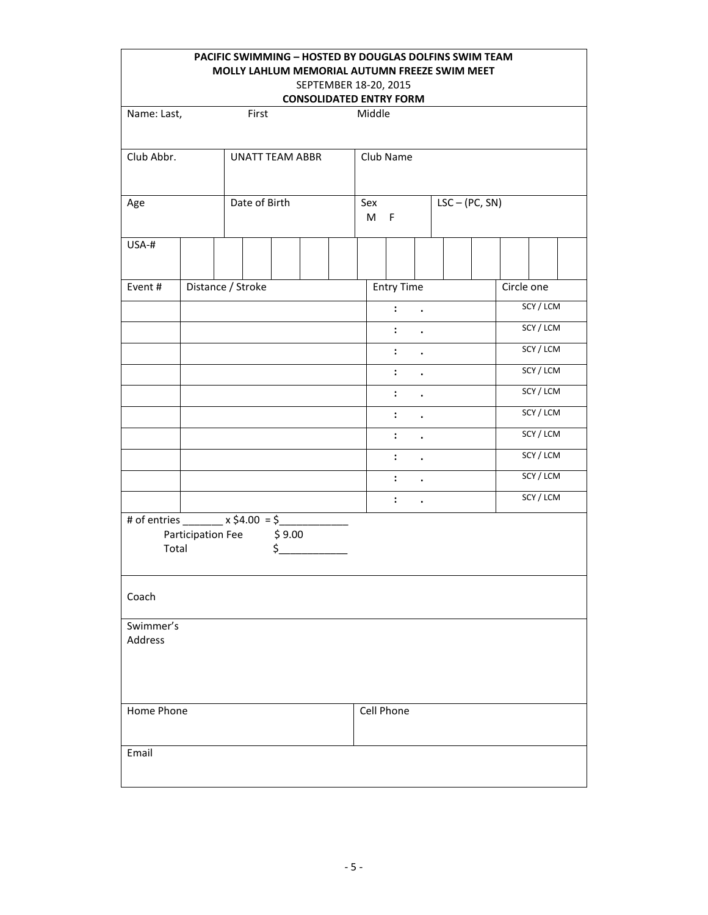**PACIFIC SWIMMING – HOSTED BY DOUGLAS DOLFINS SWIM TEAM**
**MOLLY LAHLUM MEMORIAL AUTUMN FREEZE SWIM MEET**
SEPTEMBER 18-20, 2015
**CONSOLIDATED ENTRY FORM**

| | | |
|---|---|---|
| Name: Last, First | | Middle |
| Club Abbr. | UNATT TEAM ABBR | Club Name |
| Age | Date of Birth | Sex M F / LSC – (PC, SN) |

| USA-# | | | | | | | | | | | | | | |
|---|---|---|---|---|---|---|---|---|---|---|---|---|---|---|

| Event # | Distance / Stroke | Entry Time | Circle one |
|---|---|---|---|
| | | : . | SCY / LCM |
| | | : . | SCY / LCM |
| | | : . | SCY / LCM |
| | | : . | SCY / LCM |
| | | : . | SCY / LCM |
| | | : . | SCY / LCM |
| | | : . | SCY / LCM |
| | | : . | SCY / LCM |
| | | : . | SCY / LCM |
| | | : . | SCY / LCM |

# of entries _______ x $4.00 = $____________
Participation Fee $ 9.00
Total $____________

Coach

Swimmer's Address

| Home Phone | Cell Phone |
|---|---|
| | |

Email